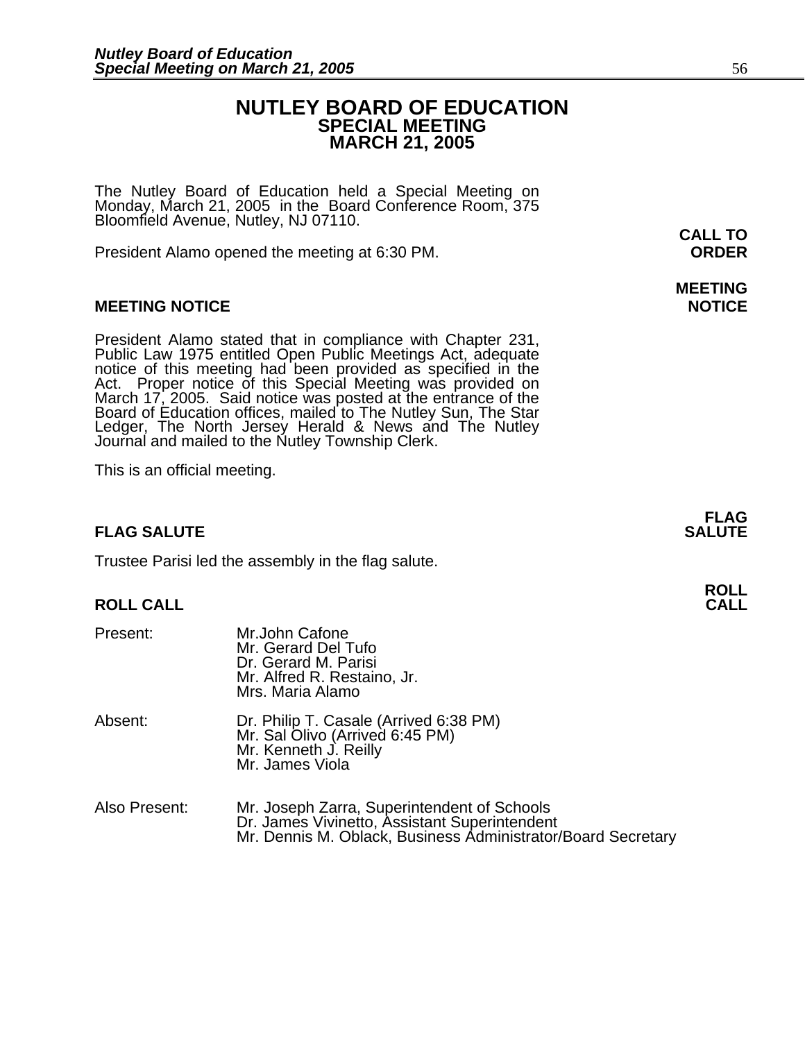# NUTLEY BOARD OF EDUCATION
## SPECIAL MEETING
## MARCH 21, 2005

The Nutley Board of Education held a Special Meeting on Monday, March 21, 2005 in the Board Conference Room, 375 Bloomfield Avenue, Nutley, NJ 07110.

**CALL TO ORDER**

President Alamo opened the meeting at 6:30 PM.

**MEETING NOTICE**

President Alamo stated that in compliance with Chapter 231, Public Law 1975 entitled Open Public Meetings Act, adequate notice of this meeting had been provided as specified in the Act. Proper notice of this Special Meeting was provided on March 17, 2005. Said notice was posted at the entrance of the Board of Education offices, mailed to The Nutley Sun, The Star Ledger, The North Jersey Herald & News and The Nutley Journal and mailed to the Nutley Township Clerk.

This is an official meeting.

**FLAG SALUTE**

Trustee Parisi led the assembly in the flag salute.

**ROLL CALL**

Present:
- Mr.John Cafone
- Mr. Gerard Del Tufo
- Dr. Gerard M. Parisi
- Mr. Alfred R. Restaino, Jr.
- Mrs. Maria Alamo

Absent:
- Dr. Philip T. Casale (Arrived 6:38 PM)
- Mr. Sal Olivo (Arrived 6:45 PM)
- Mr. Kenneth J. Reilly
- Mr. James Viola

Also Present:
- Mr. Joseph Zarra, Superintendent of Schools
- Dr. James Vivinetto, Assistant Superintendent
- Mr. Dennis M. Oblack, Business Administrator/Board Secretary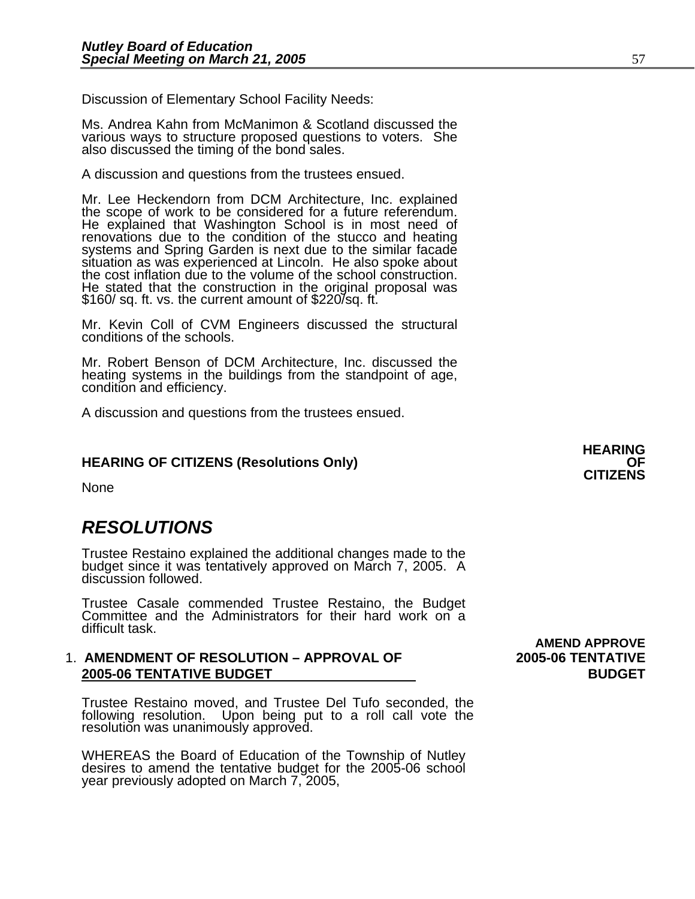Discussion of Elementary School Facility Needs:

Ms. Andrea Kahn from McManimon & Scotland discussed the various ways to structure proposed questions to voters. She also discussed the timing of the bond sales.

A discussion and questions from the trustees ensued.

Mr. Lee Heckendorn from DCM Architecture, Inc. explained the scope of work to be considered for a future referendum. He explained that Washington School is in most need of renovations due to the condition of the stucco and heating systems and Spring Garden is next due to the similar facade situation as was experienced at Lincoln. He also spoke about the cost inflation due to the volume of the school construction. He stated that the construction in the original proposal was $160/ sq. ft. vs. the current amount of $220/sq. ft.

Mr. Kevin Coll of CVM Engineers discussed the structural conditions of the schools.

Mr. Robert Benson of DCM Architecture, Inc. discussed the heating systems in the buildings from the standpoint of age, condition and efficiency.

A discussion and questions from the trustees ensued.

**HEARING OF CITIZENS**

**HEARING OF CITIZENS (Resolutions Only)**

None

# *RESOLUTIONS*

Trustee Restaino explained the additional changes made to the budget since it was tentatively approved on March 7, 2005. A discussion followed.

Trustee Casale commended Trustee Restaino, the Budget Committee and the Administrators for their hard work on a difficult task.

**AMEND APPROVE 2005-06 TENTATIVE BUDGET**

1. **AMENDMENT OF RESOLUTION – APPROVAL OF 2005-06 TENTATIVE BUDGET**

Trustee Restaino moved, and Trustee Del Tufo seconded, the following resolution. Upon being put to a roll call vote the resolution was unanimously approved.

WHEREAS the Board of Education of the Township of Nutley desires to amend the tentative budget for the 2005-06 school year previously adopted on March 7, 2005,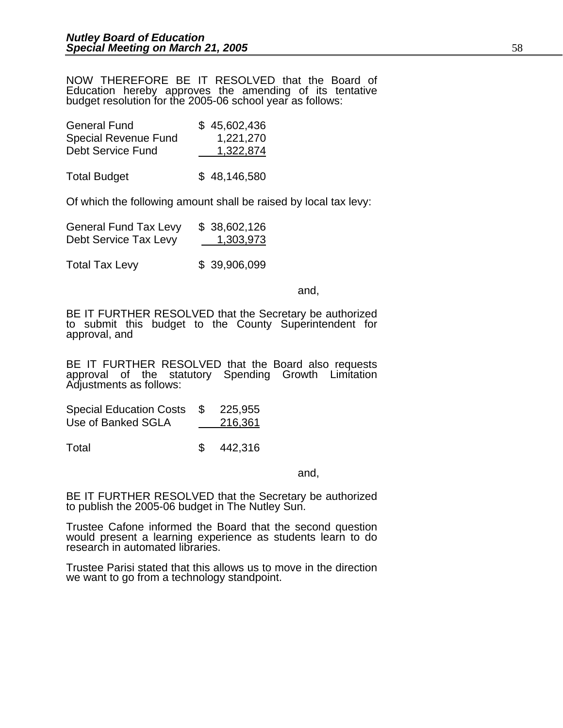NOW THEREFORE BE IT RESOLVED that the Board of Education hereby approves the amending of its tentative budget resolution for the 2005-06 school year as follows:

| | |
|---|---|
| General Fund | $ 45,602,436 |
| Special Revenue Fund | 1,221,270 |
| Debt Service Fund | 1,322,874 |
| Total Budget | $ 48,146,580 |

Of which the following amount shall be raised by local tax levy:

| | |
|---|---|
| General Fund Tax Levy | $ 38,602,126 |
| Debt Service Tax Levy | 1,303,973 |
| Total Tax Levy | $ 39,906,099 |

and,

BE IT FURTHER RESOLVED that the Secretary be authorized to submit this budget to the County Superintendent for approval, and

BE IT FURTHER RESOLVED that the Board also requests approval of the statutory Spending Growth Limitation Adjustments as follows:

| | |
|---|---|
| Special Education Costs | $ 225,955 |
| Use of Banked SGLA | 216,361 |
| Total | $ 442,316 |

and,

BE IT FURTHER RESOLVED that the Secretary be authorized to publish the 2005-06 budget in The Nutley Sun.

Trustee Cafone informed the Board that the second question would present a learning experience as students learn to do research in automated libraries.

Trustee Parisi stated that this allows us to move in the direction we want to go from a technology standpoint.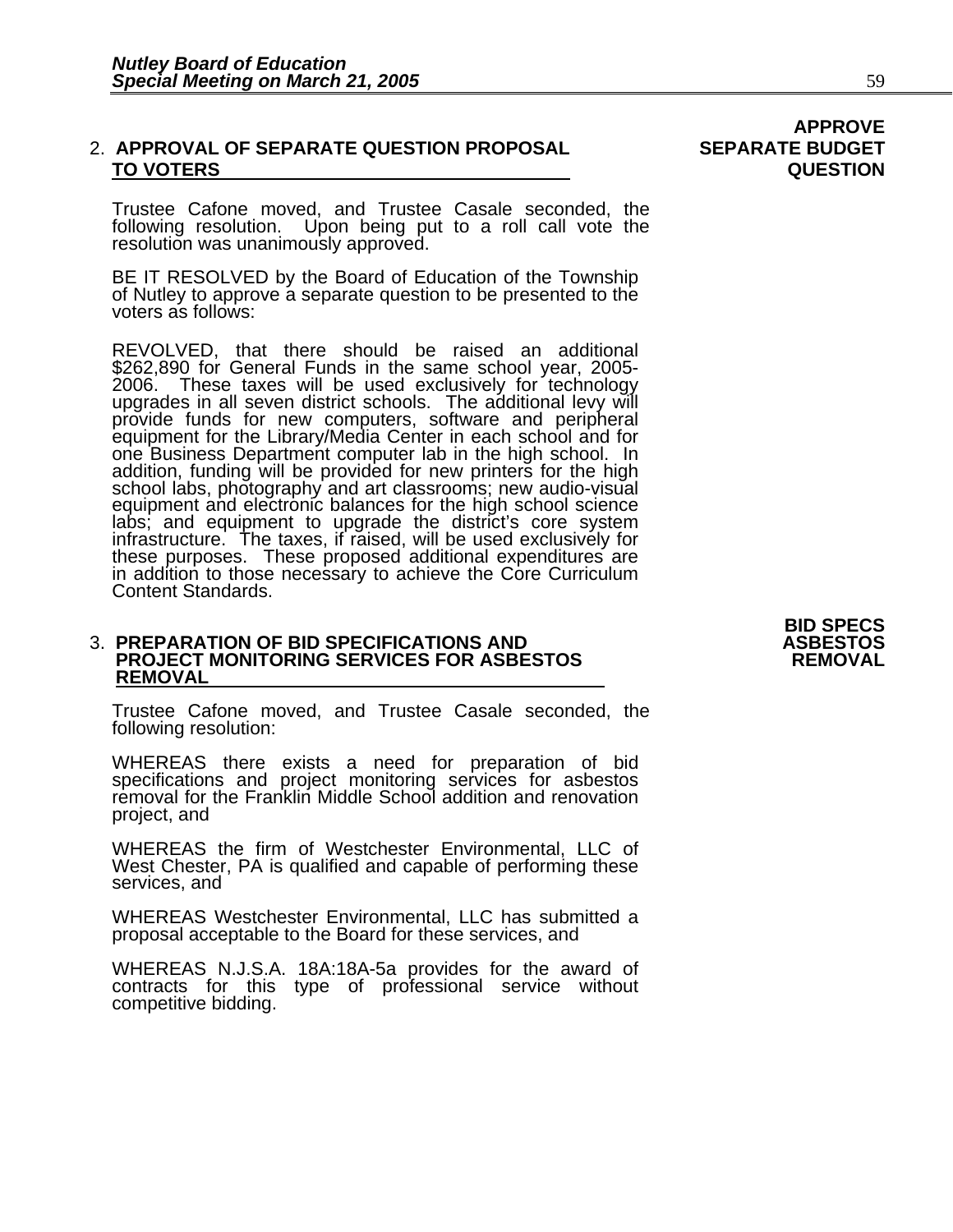**APPROVE SEPARATE BUDGET QUESTION**

2. **APPROVAL OF SEPARATE QUESTION PROPOSAL TO VOTERS**

Trustee Cafone moved, and Trustee Casale seconded, the following resolution. Upon being put to a roll call vote the resolution was unanimously approved.

BE IT RESOLVED by the Board of Education of the Township of Nutley to approve a separate question to be presented to the voters as follows:

REVOLVED, that there should be raised an additional $262,890 for General Funds in the same school year, 2005-2006. These taxes will be used exclusively for technology upgrades in all seven district schools. The additional levy will provide funds for new computers, software and peripheral equipment for the Library/Media Center in each school and for one Business Department computer lab in the high school. In addition, funding will be provided for new printers for the high school labs, photography and art classrooms; new audio-visual equipment and electronic balances for the high school science labs; and equipment to upgrade the district's core system infrastructure. The taxes, if raised, will be used exclusively for these purposes. These proposed additional expenditures are in addition to those necessary to achieve the Core Curriculum Content Standards.

**BID SPECS ASBESTOS REMOVAL**

3. **PREPARATION OF BID SPECIFICATIONS AND PROJECT MONITORING SERVICES FOR ASBESTOS REMOVAL**

Trustee Cafone moved, and Trustee Casale seconded, the following resolution:

WHEREAS there exists a need for preparation of bid specifications and project monitoring services for asbestos removal for the Franklin Middle School addition and renovation project, and

WHEREAS the firm of Westchester Environmental, LLC of West Chester, PA is qualified and capable of performing these services, and

WHEREAS Westchester Environmental, LLC has submitted a proposal acceptable to the Board for these services, and

WHEREAS N.J.S.A. 18A:18A-5a provides for the award of contracts for this type of professional service without competitive bidding.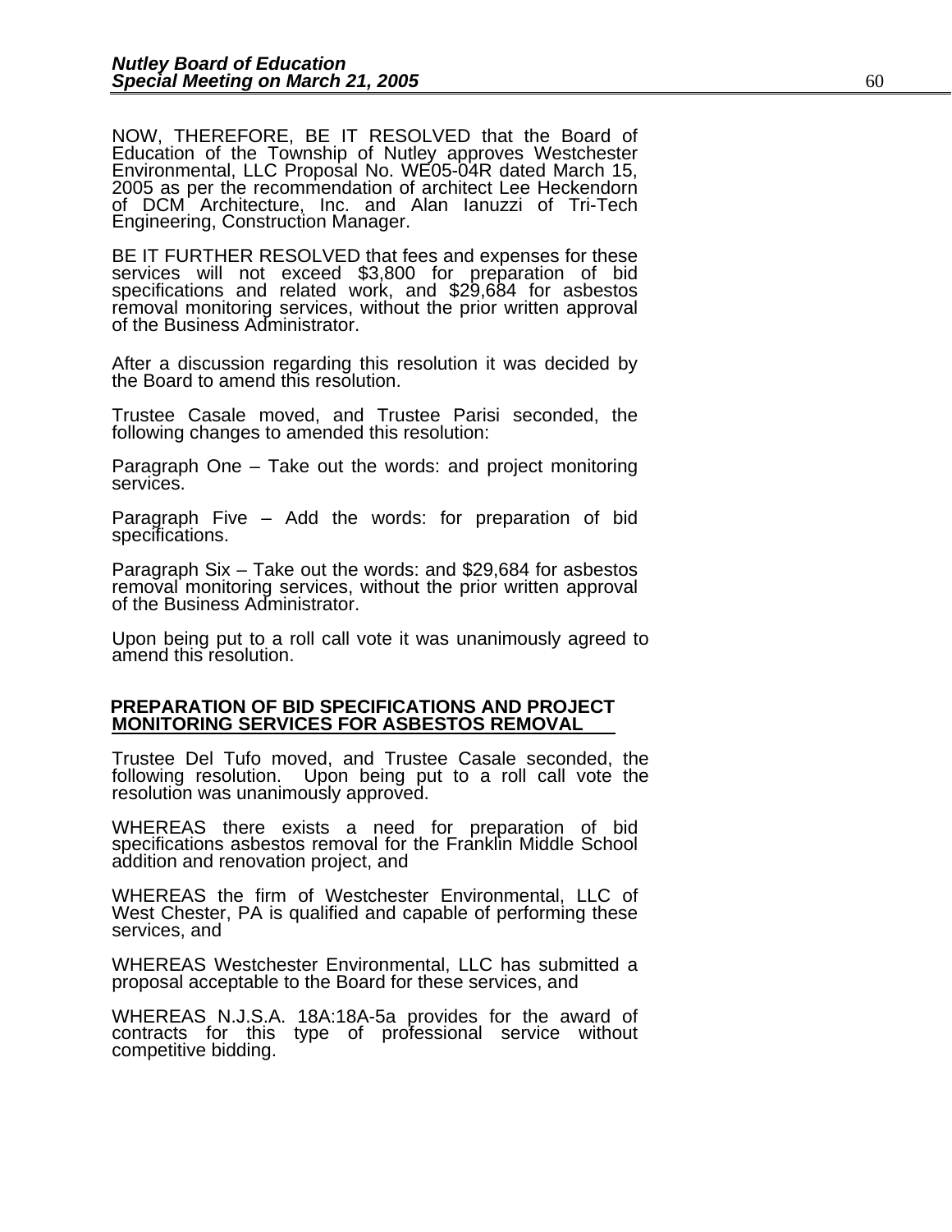NOW, THEREFORE, BE IT RESOLVED that the Board of Education of the Township of Nutley approves Westchester Environmental, LLC Proposal No. WE05-04R dated March 15, 2005 as per the recommendation of architect Lee Heckendorn of DCM Architecture, Inc. and Alan Ianuzzi of Tri-Tech Engineering, Construction Manager.

BE IT FURTHER RESOLVED that fees and expenses for these services will not exceed $3,800 for preparation of bid specifications and related work, and $29,684 for asbestos removal monitoring services, without the prior written approval of the Business Administrator.

After a discussion regarding this resolution it was decided by the Board to amend this resolution.

Trustee Casale moved, and Trustee Parisi seconded, the following changes to amended this resolution:

Paragraph One – Take out the words: and project monitoring services.

Paragraph Five – Add the words: for preparation of bid specifications.

Paragraph Six – Take out the words: and $29,684 for asbestos removal monitoring services, without the prior written approval of the Business Administrator.

Upon being put to a roll call vote it was unanimously agreed to amend this resolution.

**PREPARATION OF BID SPECIFICATIONS AND PROJECT MONITORING SERVICES FOR ASBESTOS REMOVAL**

Trustee Del Tufo moved, and Trustee Casale seconded, the following resolution. Upon being put to a roll call vote the resolution was unanimously approved.

WHEREAS there exists a need for preparation of bid specifications asbestos removal for the Franklin Middle School addition and renovation project, and

WHEREAS the firm of Westchester Environmental, LLC of West Chester, PA is qualified and capable of performing these services, and

WHEREAS Westchester Environmental, LLC has submitted a proposal acceptable to the Board for these services, and

WHEREAS N.J.S.A. 18A:18A-5a provides for the award of contracts for this type of professional service without competitive bidding.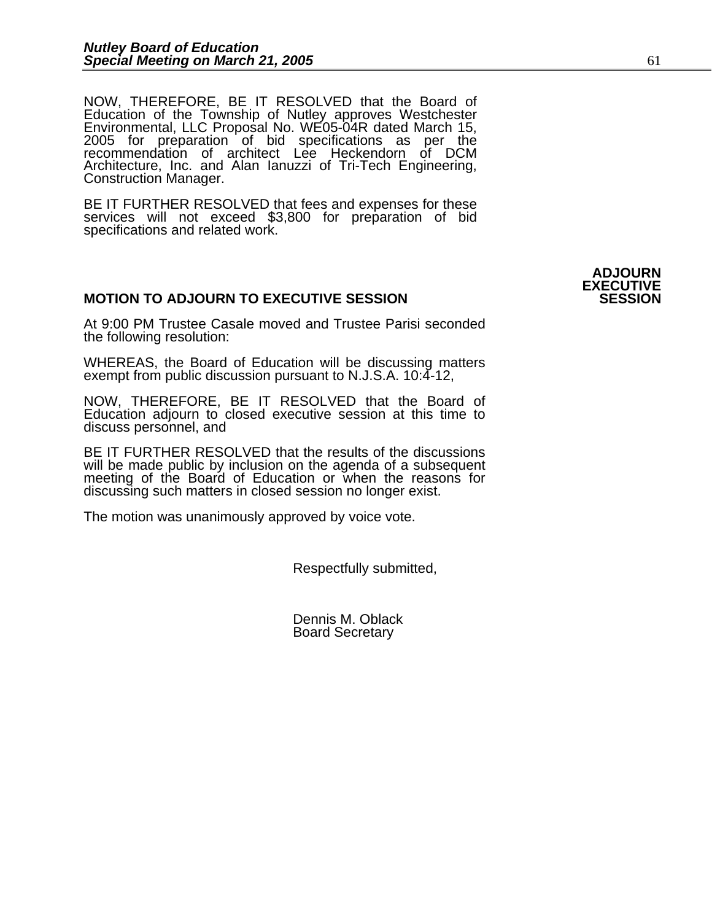NOW, THEREFORE, BE IT RESOLVED that the Board of Education of the Township of Nutley approves Westchester Environmental, LLC Proposal No. WE05-04R dated March 15, 2005 for preparation of bid specifications as per the recommendation of architect Lee Heckendorn of DCM Architecture, Inc. and Alan Ianuzzi of Tri-Tech Engineering, Construction Manager.

BE IT FURTHER RESOLVED that fees and expenses for these services will not exceed $3,800 for preparation of bid specifications and related work.

**ADJOURN EXECUTIVE SESSION**

**MOTION TO ADJOURN TO EXECUTIVE SESSION**

At 9:00 PM Trustee Casale moved and Trustee Parisi seconded the following resolution:

WHEREAS, the Board of Education will be discussing matters exempt from public discussion pursuant to N.J.S.A. 10:4-12,

NOW, THEREFORE, BE IT RESOLVED that the Board of Education adjourn to closed executive session at this time to discuss personnel, and

BE IT FURTHER RESOLVED that the results of the discussions will be made public by inclusion on the agenda of a subsequent meeting of the Board of Education or when the reasons for discussing such matters in closed session no longer exist.

The motion was unanimously approved by voice vote.

Respectfully submitted,

Dennis M. Oblack
Board Secretary